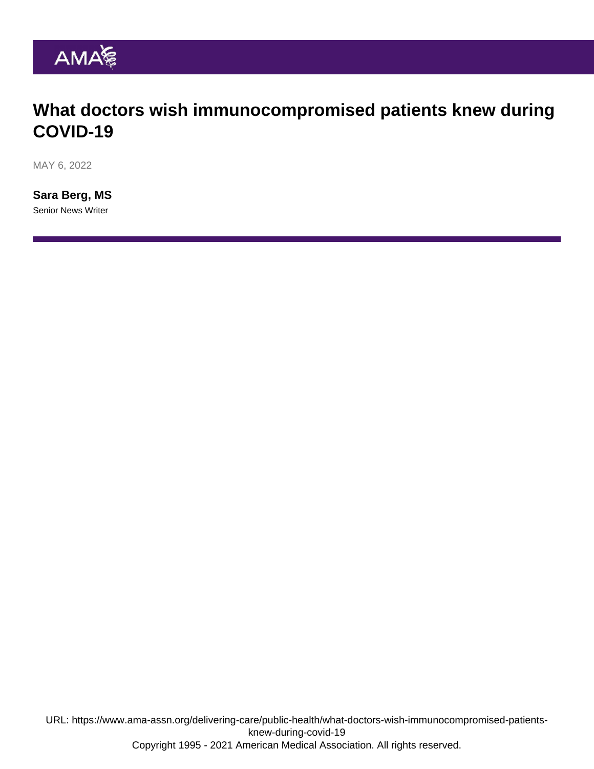# What doctors wish immunocompromised patients knew during COVID-19

MAY 6, 2022

**Sara Berg, MS**

Senior News Writer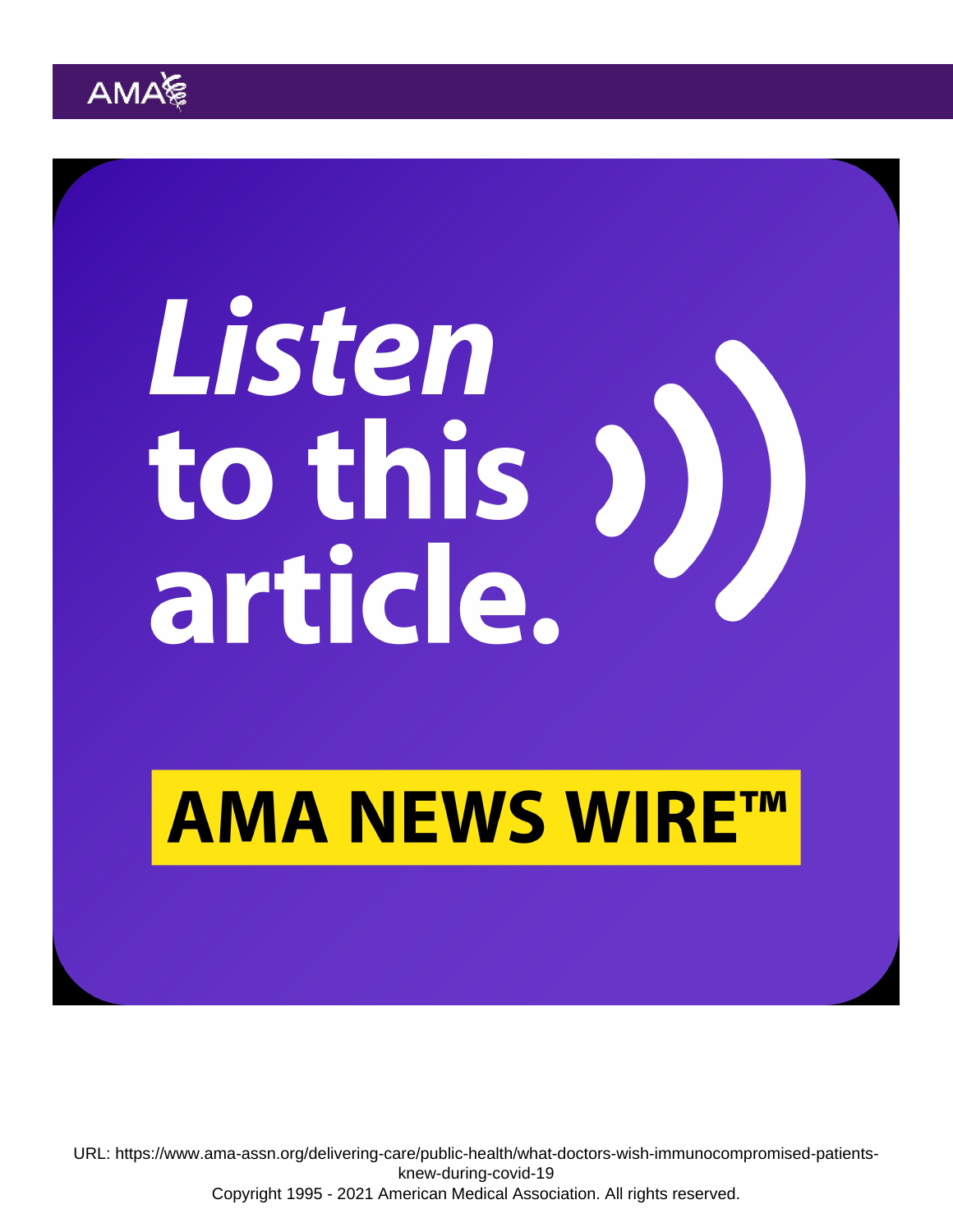Listen to this article.

AMA NEWS WIRE™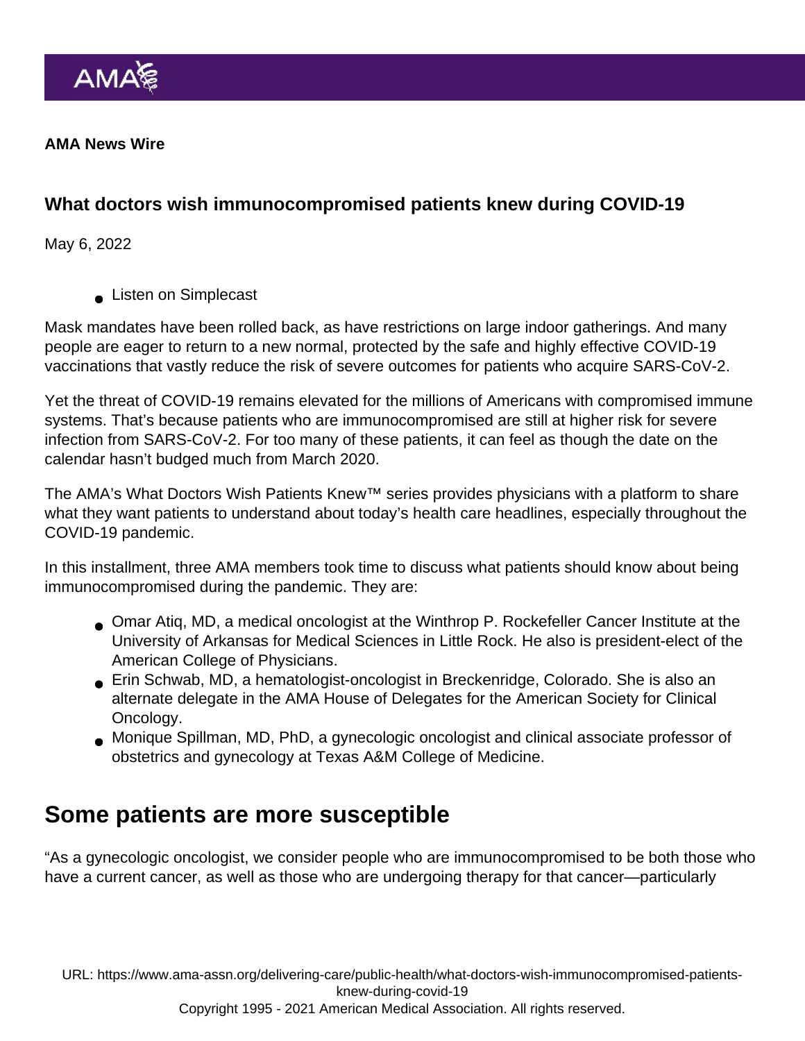AMA News Wire

## What doctors wish immunocompromised patients knew during COVID-19

May 6, 2022

- Listen on Simplecast

Mask mandates have been rolled back, as have restrictions on large indoor gatherings. And many people are eager to return to a new normal, protected by the safe and highly effective COVID-19 vaccinations that vastly reduce the risk of severe outcomes for patients who acquire SARS-CoV-2.

Yet the threat of COVID-19 remains elevated for the millions of Americans with compromised immune systems. That's because patients who are immunocompromised are still at higher risk for severe infection from SARS-CoV-2. For too many of these patients, it can feel as though the date on the calendar hasn't budged much from March 2020.

The AMA's What Doctors Wish Patients Knew™ series provides physicians with a platform to share what they want patients to understand about today's health care headlines, especially throughout the COVID-19 pandemic.

In this installment, three AMA members took time to discuss what patients should know about being immunocompromised during the pandemic. They are:

- Omar Atiq, MD, a medical oncologist at the Winthrop P. Rockefeller Cancer Institute at the University of Arkansas for Medical Sciences in Little Rock. He also is president-elect of the American College of Physicians.
- Erin Schwab, MD, a hematologist-oncologist in Breckenridge, Colorado. She is also an alternate delegate in the AMA House of Delegates for the American Society for Clinical Oncology.
- Monique Spillman, MD, PhD, a gynecologic oncologist and clinical associate professor of obstetrics and gynecology at Texas A&M College of Medicine.

## Some patients are more susceptible

"As a gynecologic oncologist, we consider people who are immunocompromised to be both those who have a current cancer, as well as those who are undergoing therapy for that cancer—particularly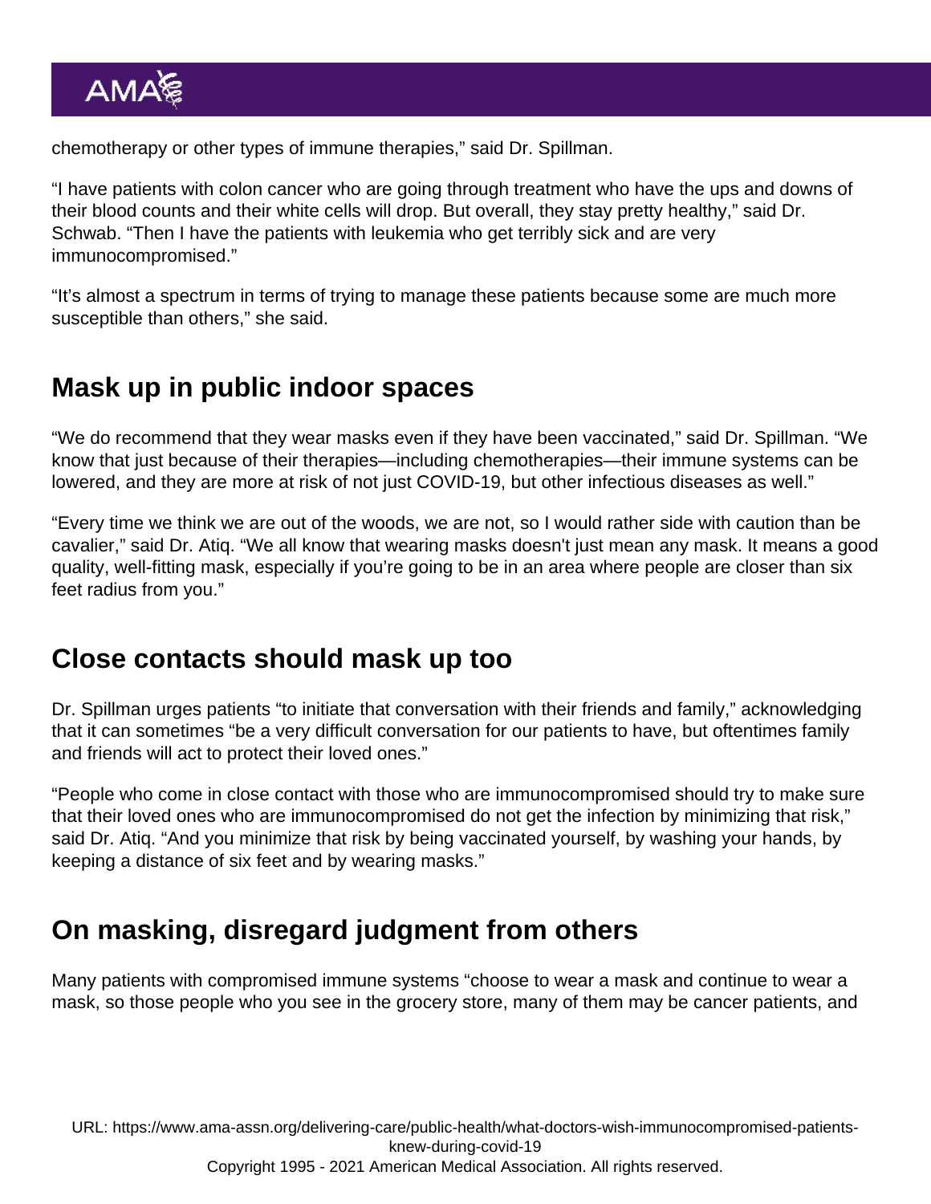chemotherapy or other types of immune therapies," said Dr. Spillman.

"I have patients with colon cancer who are going through treatment who have the ups and downs of their blood counts and their white cells will drop. But overall, they stay pretty healthy," said Dr. Schwab. "Then I have the patients with leukemia who get terribly sick and are very immunocompromised."

"It's almost a spectrum in terms of trying to manage these patients because some are much more susceptible than others," she said.

## Mask up in public indoor spaces

"We do recommend that they wear masks even if they have been vaccinated," said Dr. Spillman. "We know that just because of their therapies—including chemotherapies—their immune systems can be lowered, and they are more at risk of not just COVID-19, but other infectious diseases as well."

"Every time we think we are out of the woods, we are not, so I would rather side with caution than be cavalier," said Dr. Atiq. "We all know that wearing masks doesn't just mean any mask. It means a good quality, well-fitting mask, especially if you're going to be in an area where people are closer than six feet radius from you."

## Close contacts should mask up too

Dr. Spillman urges patients "to initiate that conversation with their friends and family," acknowledging that it can sometimes "be a very difficult conversation for our patients to have, but oftentimes family and friends will act to protect their loved ones."

"People who come in close contact with those who are immunocompromised should try to make sure that their loved ones who are immunocompromised do not get the infection by minimizing that risk," said Dr. Atiq. "And you minimize that risk by being vaccinated yourself, by washing your hands, by keeping a distance of six feet and by wearing masks."

## On masking, disregard judgment from others

Many patients with compromised immune systems "choose to wear a mask and continue to wear a mask, so those people who you see in the grocery store, many of them may be cancer patients, and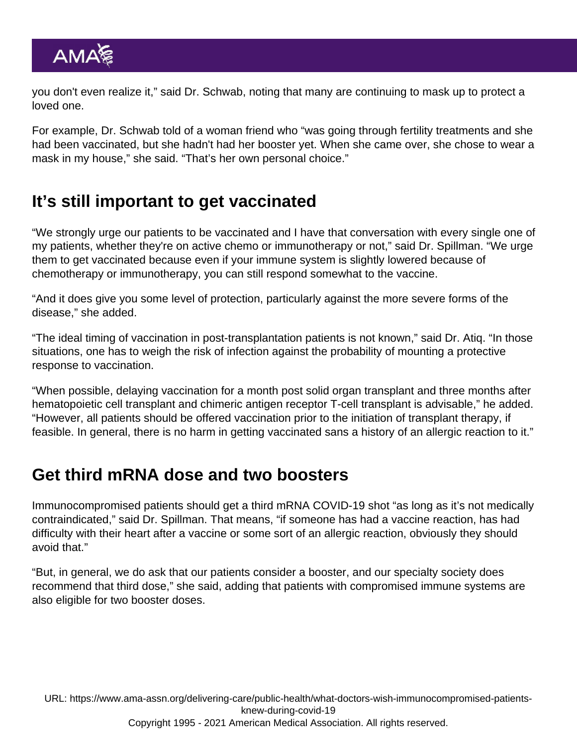you don't even realize it," said Dr. Schwab, noting that many are continuing to mask up to protect a loved one.

For example, Dr. Schwab told of a woman friend who "was going through fertility treatments and she had been vaccinated, but she hadn't had her booster yet. When she came over, she chose to wear a mask in my house," she said. "That's her own personal choice."

## It's still important to get vaccinated

"We strongly urge our patients to be vaccinated and I have that conversation with every single one of my patients, whether they're on active chemo or immunotherapy or not," said Dr. Spillman. "We urge them to get vaccinated because even if your immune system is slightly lowered because of chemotherapy or immunotherapy, you can still respond somewhat to the vaccine.

"And it does give you some level of protection, particularly against the more severe forms of the disease," she added.

"The ideal timing of vaccination in post-transplantation patients is not known," said Dr. Atiq. "In those situations, one has to weigh the risk of infection against the probability of mounting a protective response to vaccination.

"When possible, delaying vaccination for a month post solid organ transplant and three months after hematopoietic cell transplant and chimeric antigen receptor T-cell transplant is advisable," he added. "However, all patients should be offered vaccination prior to the initiation of transplant therapy, if feasible. In general, there is no harm in getting vaccinated sans a history of an allergic reaction to it."

## Get third mRNA dose and two boosters

Immunocompromised patients should get a third mRNA COVID-19 shot "as long as it's not medically contraindicated," said Dr. Spillman. That means, "if someone has had a vaccine reaction, has had difficulty with their heart after a vaccine or some sort of an allergic reaction, obviously they should avoid that."

"But, in general, we do ask that our patients consider a booster, and our specialty society does recommend that third dose," she said, adding that patients with compromised immune systems are also eligible for two booster doses.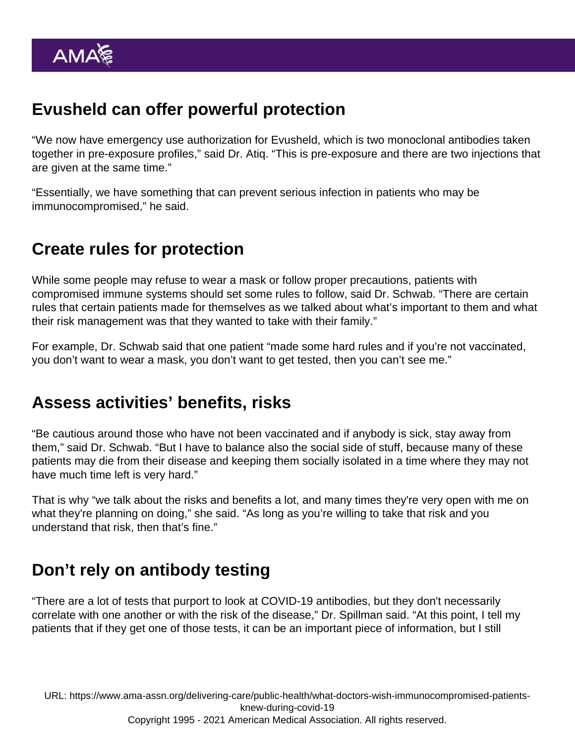## Evusheld can offer powerful protection

"We now have emergency use authorization for Evusheld, which is two monoclonal antibodies taken together in pre-exposure profiles," said Dr. Atiq. "This is pre-exposure and there are two injections that are given at the same time."

"Essentially, we have something that can prevent serious infection in patients who may be immunocompromised," he said.

## Create rules for protection

While some people may refuse to wear a mask or follow proper precautions, patients with compromised immune systems should set some rules to follow, said Dr. Schwab. "There are certain rules that certain patients made for themselves as we talked about what's important to them and what their risk management was that they wanted to take with their family."

For example, Dr. Schwab said that one patient "made some hard rules and if you're not vaccinated, you don't want to wear a mask, you don't want to get tested, then you can't see me."

## Assess activities' benefits, risks

"Be cautious around those who have not been vaccinated and if anybody is sick, stay away from them," said Dr. Schwab. "But I have to balance also the social side of stuff, because many of these patients may die from their disease and keeping them socially isolated in a time where they may not have much time left is very hard."

That is why "we talk about the risks and benefits a lot, and many times they're very open with me on what they're planning on doing," she said. "As long as you're willing to take that risk and you understand that risk, then that's fine."

## Don't rely on antibody testing

"There are a lot of tests that purport to look at COVID-19 antibodies, but they don't necessarily correlate with one another or with the risk of the disease," Dr. Spillman said. "At this point, I tell my patients that if they get one of those tests, it can be an important piece of information, but I still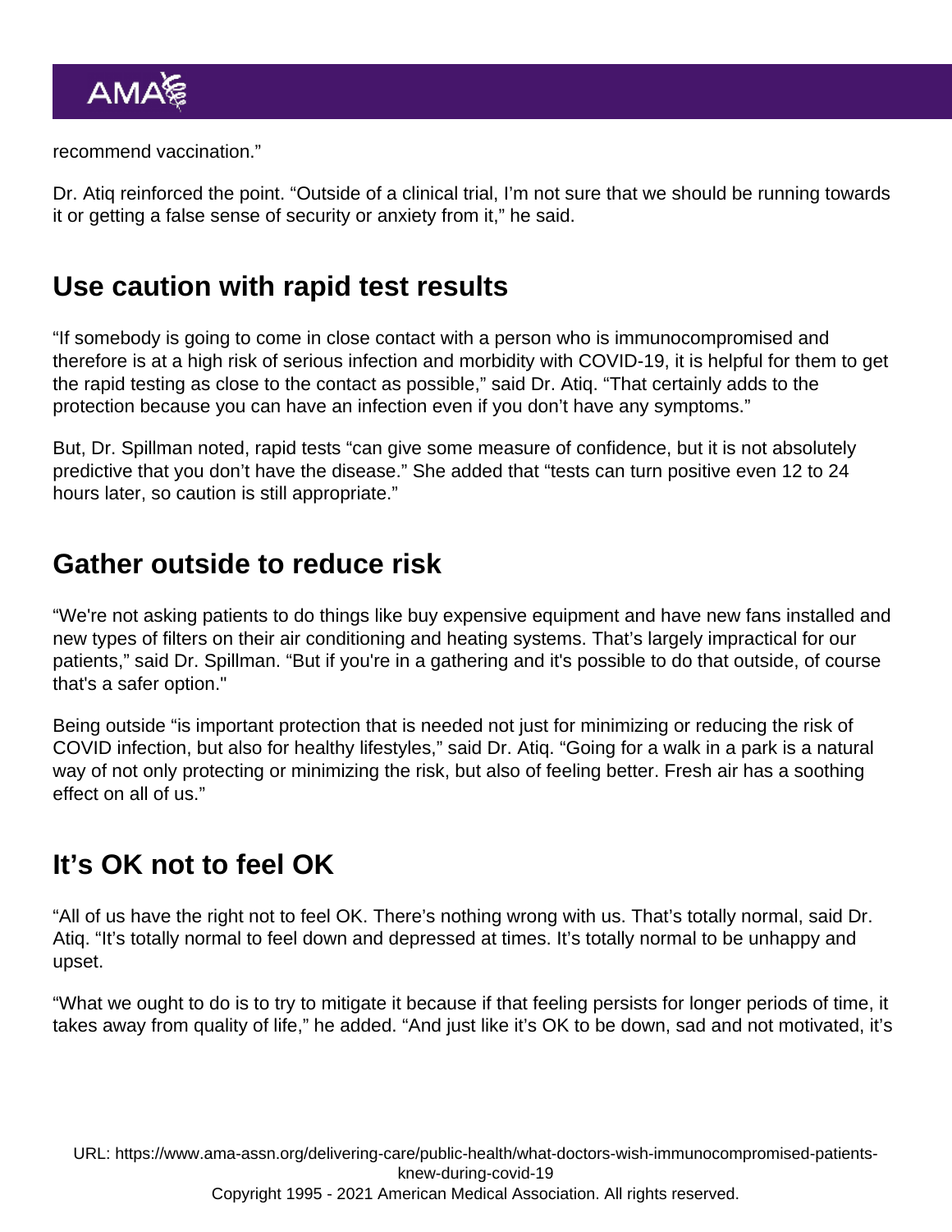recommend vaccination."

Dr. Atiq reinforced the point. "Outside of a clinical trial, I'm not sure that we should be running towards it or getting a false sense of security or anxiety from it," he said.

## Use caution with rapid test results

"If somebody is going to come in close contact with a person who is immunocompromised and therefore is at a high risk of serious infection and morbidity with COVID-19, it is helpful for them to get the rapid testing as close to the contact as possible," said Dr. Atiq. "That certainly adds to the protection because you can have an infection even if you don't have any symptoms."

But, Dr. Spillman noted, rapid tests "can give some measure of confidence, but it is not absolutely predictive that you don't have the disease." She added that "tests can turn positive even 12 to 24 hours later, so caution is still appropriate."

## Gather outside to reduce risk

"We're not asking patients to do things like buy expensive equipment and have new fans installed and new types of filters on their air conditioning and heating systems. That's largely impractical for our patients," said Dr. Spillman. "But if you're in a gathering and it's possible to do that outside, of course that's a safer option."

Being outside "is important protection that is needed not just for minimizing or reducing the risk of COVID infection, but also for healthy lifestyles," said Dr. Atiq. "Going for a walk in a park is a natural way of not only protecting or minimizing the risk, but also of feeling better. Fresh air has a soothing effect on all of us."

## It's OK not to feel OK

"All of us have the right not to feel OK. There's nothing wrong with us. That's totally normal, said Dr. Atiq. "It's totally normal to feel down and depressed at times. It's totally normal to be unhappy and upset.

"What we ought to do is to try to mitigate it because if that feeling persists for longer periods of time, it takes away from quality of life," he added. "And just like it's OK to be down, sad and not motivated, it's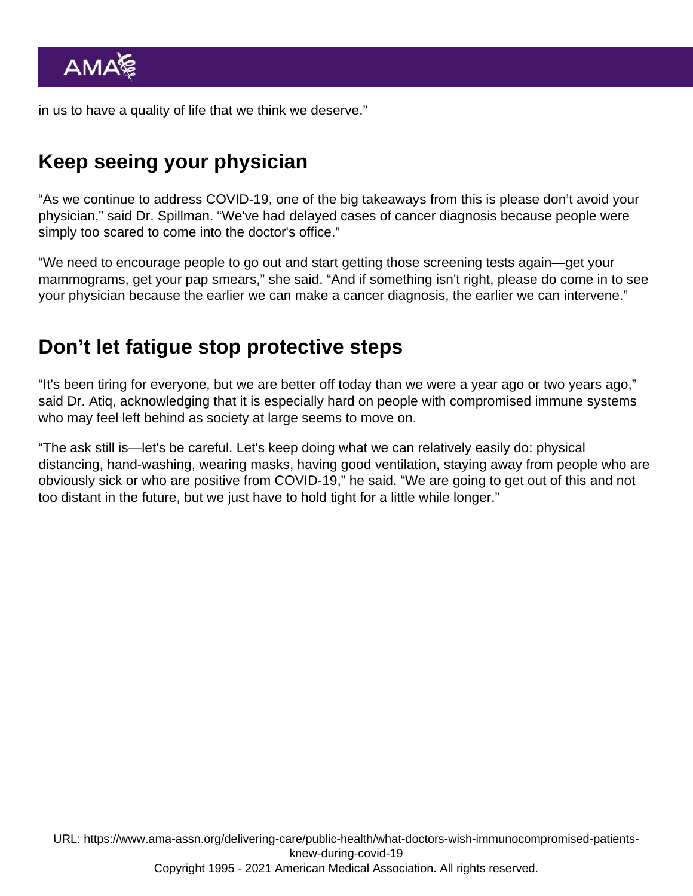in us to have a quality of life that we think we deserve."

## Keep seeing your physician

"As we continue to address COVID-19, one of the big takeaways from this is please don't avoid your physician," said Dr. Spillman. "We've had delayed cases of cancer diagnosis because people were simply too scared to come into the doctor's office."

"We need to encourage people to go out and start getting those screening tests again—get your mammograms, get your pap smears," she said. "And if something isn't right, please do come in to see your physician because the earlier we can make a cancer diagnosis, the earlier we can intervene."

## Don't let fatigue stop protective steps

"It's been tiring for everyone, but we are better off today than we were a year ago or two years ago," said Dr. Atiq, acknowledging that it is especially hard on people with compromised immune systems who may feel left behind as society at large seems to move on.

"The ask still is—let's be careful. Let's keep doing what we can relatively easily do: physical distancing, hand-washing, wearing masks, having good ventilation, staying away from people who are obviously sick or who are positive from COVID-19," he said. "We are going to get out of this and not too distant in the future, but we just have to hold tight for a little while longer."